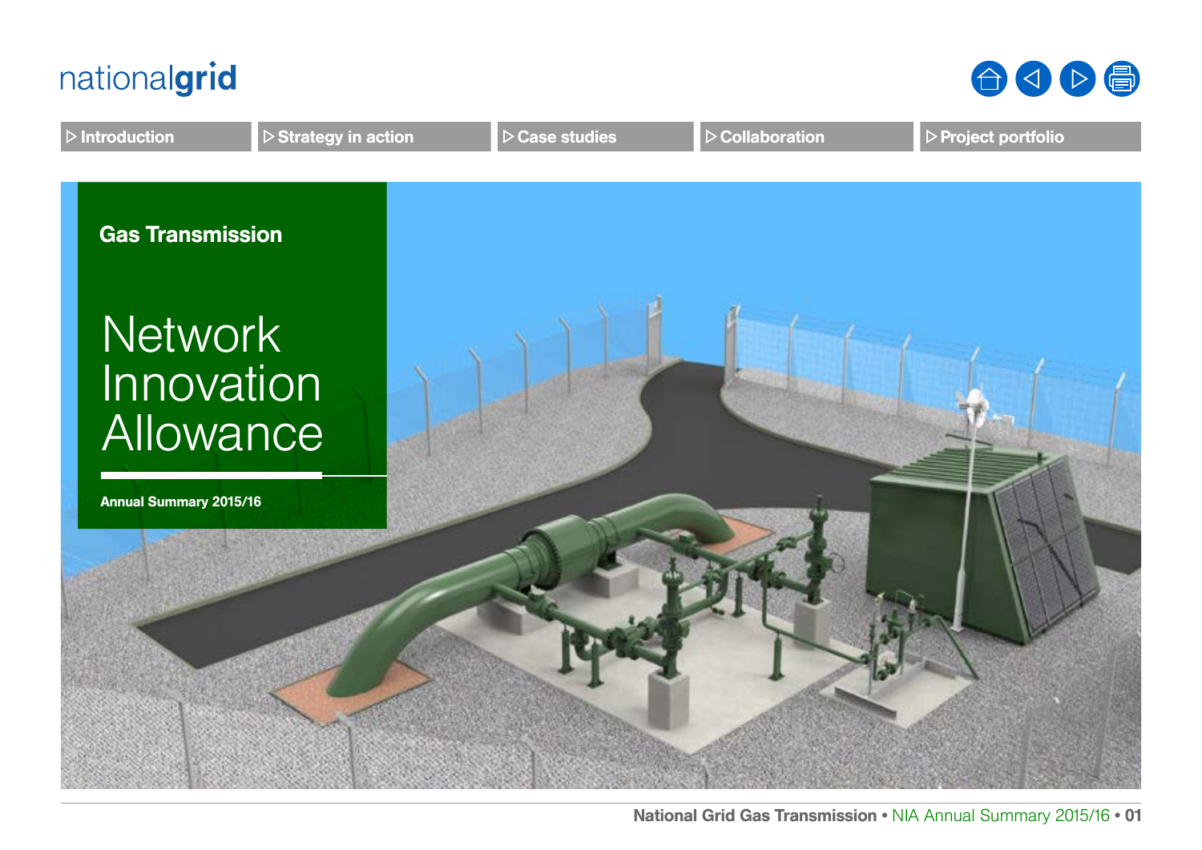nationalgrid

▷ Introduction ▷ Strategy in action ▷ Case studies ▷ Collaboration ▷ Project portfolio

**Gas Transmission**

# Network Innovation Allowance

**Annual Summary 2015/16**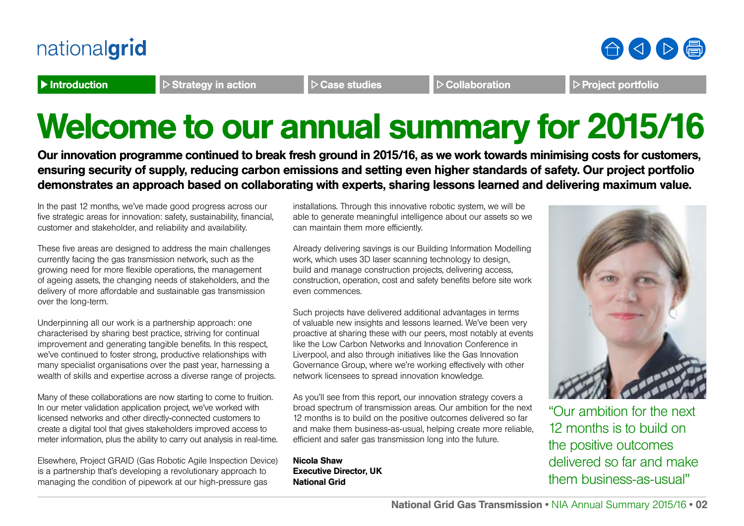# Welcome to our annual summary for 2015/16

**Our innovation programme continued to break fresh ground in 2015/16, as we work towards minimising costs for customers, ensuring security of supply, reducing carbon emissions and setting even higher standards of safety. Our project portfolio demonstrates an approach based on collaborating with experts, sharing lessons learned and delivering maximum value.**

In the past 12 months, we've made good progress across our five strategic areas for innovation: safety, sustainability, financial, customer and stakeholder, and reliability and availability.

These five areas are designed to address the main challenges currently facing the gas transmission network, such as the growing need for more flexible operations, the management of ageing assets, the changing needs of stakeholders, and the delivery of more affordable and sustainable gas transmission over the long-term.

Underpinning all our work is a partnership approach: one characterised by sharing best practice, striving for continual improvement and generating tangible benefits. In this respect, we've continued to foster strong, productive relationships with many specialist organisations over the past year, harnessing a wealth of skills and expertise across a diverse range of projects.

Many of these collaborations are now starting to come to fruition. In our meter validation application project, we've worked with licensed networks and other directly-connected customers to create a digital tool that gives stakeholders improved access to meter information, plus the ability to carry out analysis in real-time.

Elsewhere, Project GRAID (Gas Robotic Agile Inspection Device) is a partnership that's developing a revolutionary approach to managing the condition of pipework at our high-pressure gas installations. Through this innovative robotic system, we will be able to generate meaningful intelligence about our assets so we can maintain them more efficiently.

Already delivering savings is our Building Information Modelling work, which uses 3D laser scanning technology to design, build and manage construction projects, delivering access, construction, operation, cost and safety benefits before site work even commences.

Such projects have delivered additional advantages in terms of valuable new insights and lessons learned. We've been very proactive at sharing these with our peers, most notably at events like the Low Carbon Networks and Innovation Conference in Liverpool, and also through initiatives like the Gas Innovation Governance Group, where we're working effectively with other network licensees to spread innovation knowledge.

As you'll see from this report, our innovation strategy covers a broad spectrum of transmission areas. Our ambition for the next 12 months is to build on the positive outcomes delivered so far and make them business-as-usual, helping create more reliable, efficient and safer gas transmission long into the future.

**Nicola Shaw**
**Executive Director, UK**
**National Grid**

"Our ambition for the next 12 months is to build on the positive outcomes delivered so far and make them business-as-usual"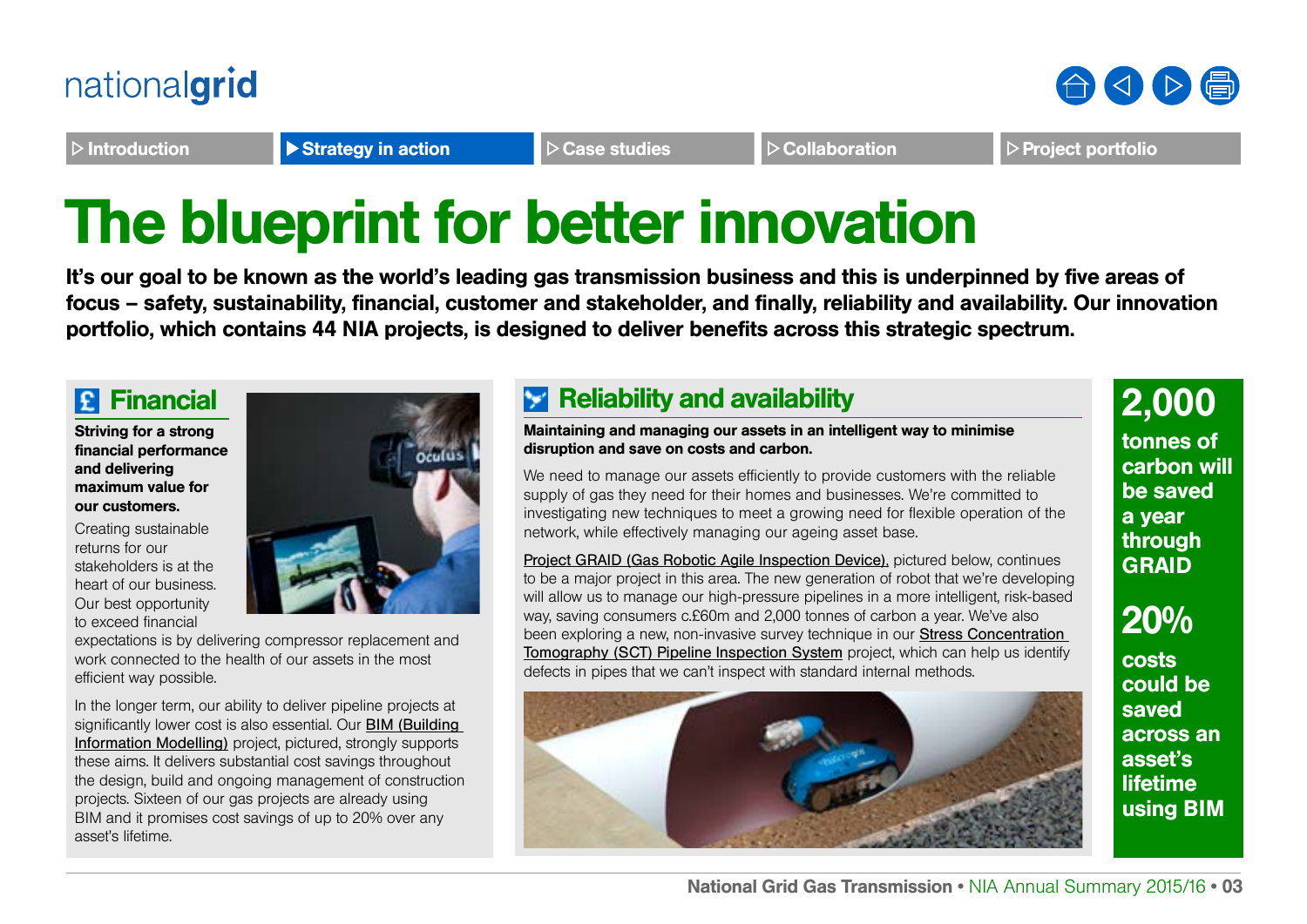# The blueprint for better innovation

**It's our goal to be known as the world's leading gas transmission business and this is underpinned by five areas of focus – safety, sustainability, financial, customer and stakeholder, and finally, reliability and availability. Our innovation portfolio, which contains 44 NIA projects, is designed to deliver benefits across this strategic spectrum.**

## Financial

**Striving for a strong financial performance and delivering maximum value for our customers.**

Creating sustainable returns for our stakeholders is at the heart of our business. Our best opportunity to exceed financial expectations is by delivering compressor replacement and work connected to the health of our assets in the most efficient way possible.

In the longer term, our ability to deliver pipeline projects at significantly lower cost is also essential. Our BIM (Building Information Modelling) project, pictured, strongly supports these aims. It delivers substantial cost savings throughout the design, build and ongoing management of construction projects. Sixteen of our gas projects are already using BIM and it promises cost savings of up to 20% over any asset's lifetime.

## Reliability and availability

**Maintaining and managing our assets in an intelligent way to minimise disruption and save on costs and carbon.**

We need to manage our assets efficiently to provide customers with the reliable supply of gas they need for their homes and businesses. We're committed to investigating new techniques to meet a growing need for flexible operation of the network, while effectively managing our ageing asset base.

Project GRAID (Gas Robotic Agile Inspection Device), pictured below, continues to be a major project in this area. The new generation of robot that we're developing will allow us to manage our high-pressure pipelines in a more intelligent, risk-based way, saving consumers c.£60m and 2,000 tonnes of carbon a year. We've also been exploring a new, non-invasive survey technique in our Stress Concentration Tomography (SCT) Pipeline Inspection System project, which can help us identify defects in pipes that we can't inspect with standard internal methods.

**2,000** tonnes of carbon will be saved a year through GRAID

**20%** costs could be saved across an asset's lifetime using BIM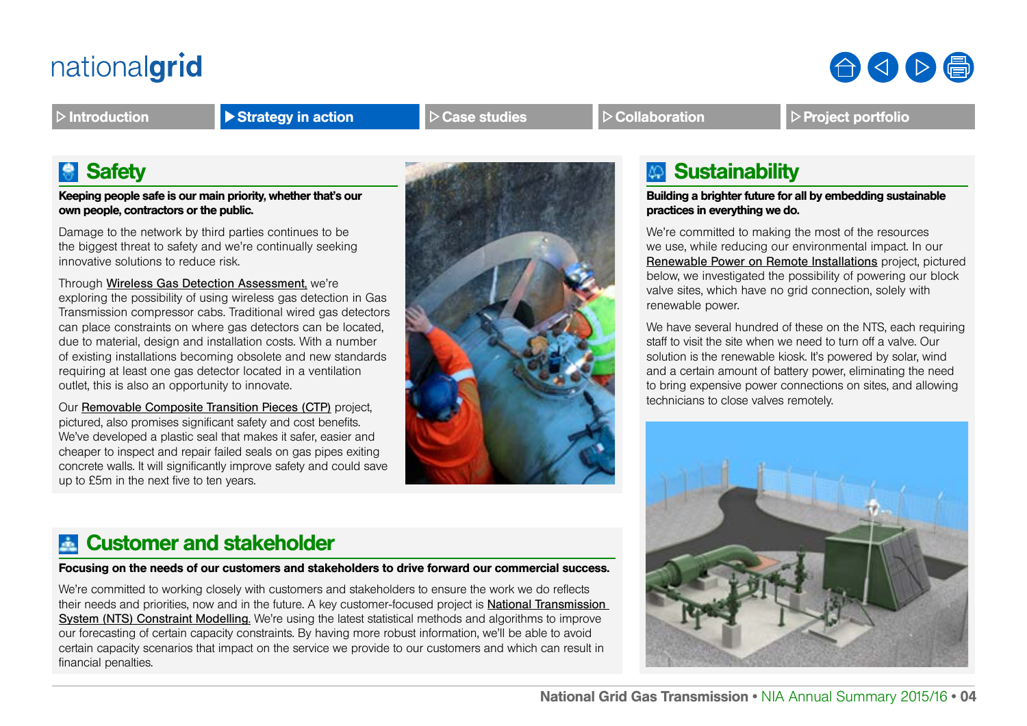## Safety

**Keeping people safe is our main priority, whether that's our own people, contractors or the public.**

Damage to the network by third parties continues to be the biggest threat to safety and we're continually seeking innovative solutions to reduce risk.

Through Wireless Gas Detection Assessment, we're exploring the possibility of using wireless gas detection in Gas Transmission compressor cabs. Traditional wired gas detectors can place constraints on where gas detectors can be located, due to material, design and installation costs. With a number of existing installations becoming obsolete and new standards requiring at least one gas detector located in a ventilation outlet, this is also an opportunity to innovate.

Our Removable Composite Transition Pieces (CTP) project, pictured, also promises significant safety and cost benefits. We've developed a plastic seal that makes it safer, easier and cheaper to inspect and repair failed seals on gas pipes exiting concrete walls. It will significantly improve safety and could save up to £5m in the next five to ten years.

## Customer and stakeholder

**Focusing on the needs of our customers and stakeholders to drive forward our commercial success.**

We're committed to working closely with customers and stakeholders to ensure the work we do reflects their needs and priorities, now and in the future. A key customer-focused project is National Transmission System (NTS) Constraint Modelling. We're using the latest statistical methods and algorithms to improve our forecasting of certain capacity constraints. By having more robust information, we'll be able to avoid certain capacity scenarios that impact on the service we provide to our customers and which can result in financial penalties.

## Sustainability

**Building a brighter future for all by embedding sustainable practices in everything we do.**

We're committed to making the most of the resources we use, while reducing our environmental impact. In our Renewable Power on Remote Installations project, pictured below, we investigated the possibility of powering our block valve sites, which have no grid connection, solely with renewable power.

We have several hundred of these on the NTS, each requiring staff to visit the site when we need to turn off a valve. Our solution is the renewable kiosk. It's powered by solar, wind and a certain amount of battery power, eliminating the need to bring expensive power connections on sites, and allowing technicians to close valves remotely.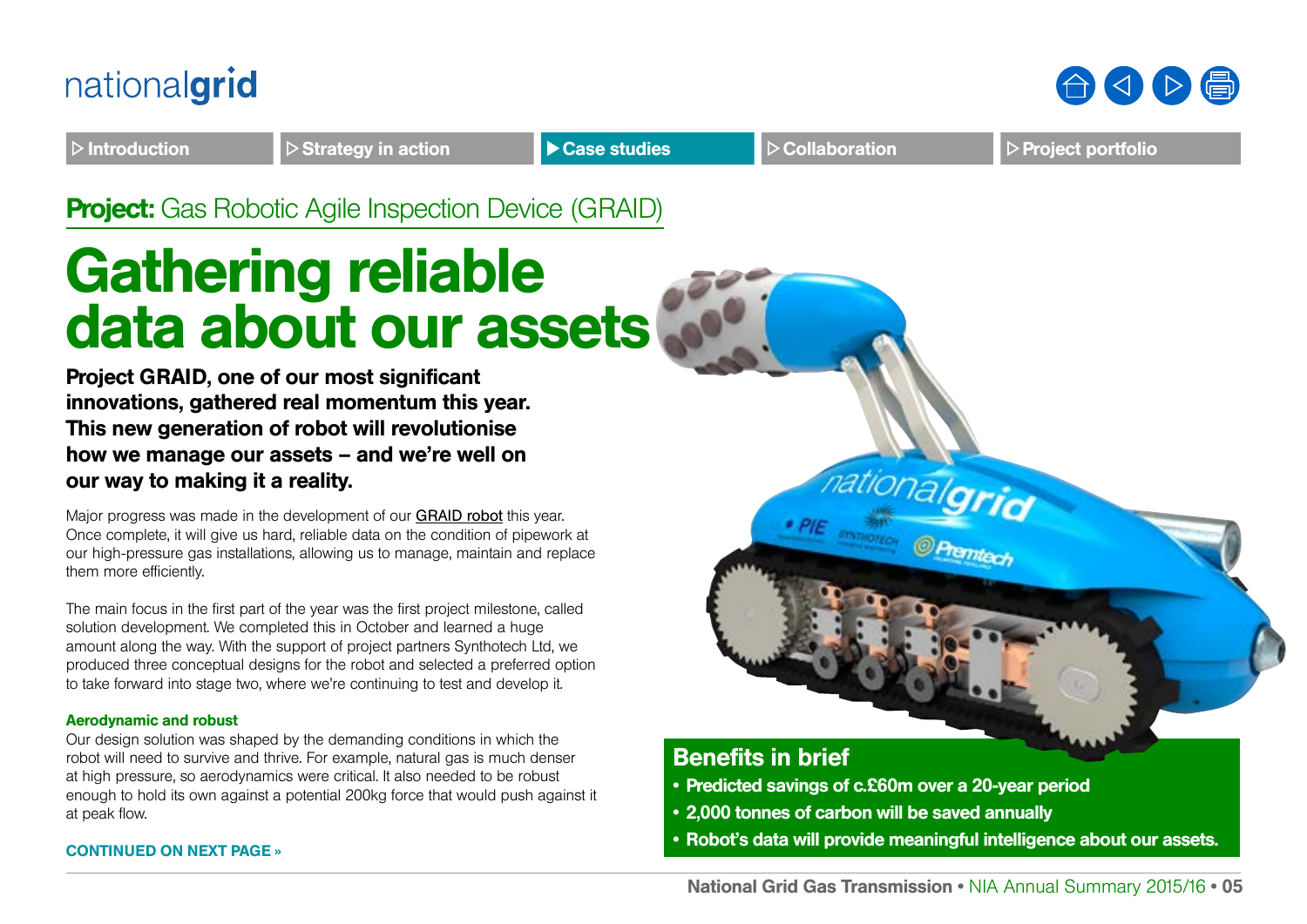**Project:** Gas Robotic Agile Inspection Device (GRAID)

# Gathering reliable data about our assets

**Project GRAID, one of our most significant innovations, gathered real momentum this year. This new generation of robot will revolutionise how we manage our assets – and we're well on our way to making it a reality.**

Major progress was made in the development of our GRAID robot this year. Once complete, it will give us hard, reliable data on the condition of pipework at our high-pressure gas installations, allowing us to manage, maintain and replace them more efficiently.

The main focus in the first part of the year was the first project milestone, called solution development. We completed this in October and learned a huge amount along the way. With the support of project partners Synthotech Ltd, we produced three conceptual designs for the robot and selected a preferred option to take forward into stage two, where we're continuing to test and develop it.

### Aerodynamic and robust

Our design solution was shaped by the demanding conditions in which the robot will need to survive and thrive. For example, natural gas is much denser at high pressure, so aerodynamics were critical. It also needed to be robust enough to hold its own against a potential 200kg force that would push against it at peak flow.

**CONTINUED ON NEXT PAGE »**

## Benefits in brief

- **Predicted savings of c.£60m over a 20-year period**
- **2,000 tonnes of carbon will be saved annually**
- **Robot's data will provide meaningful intelligence about our assets.**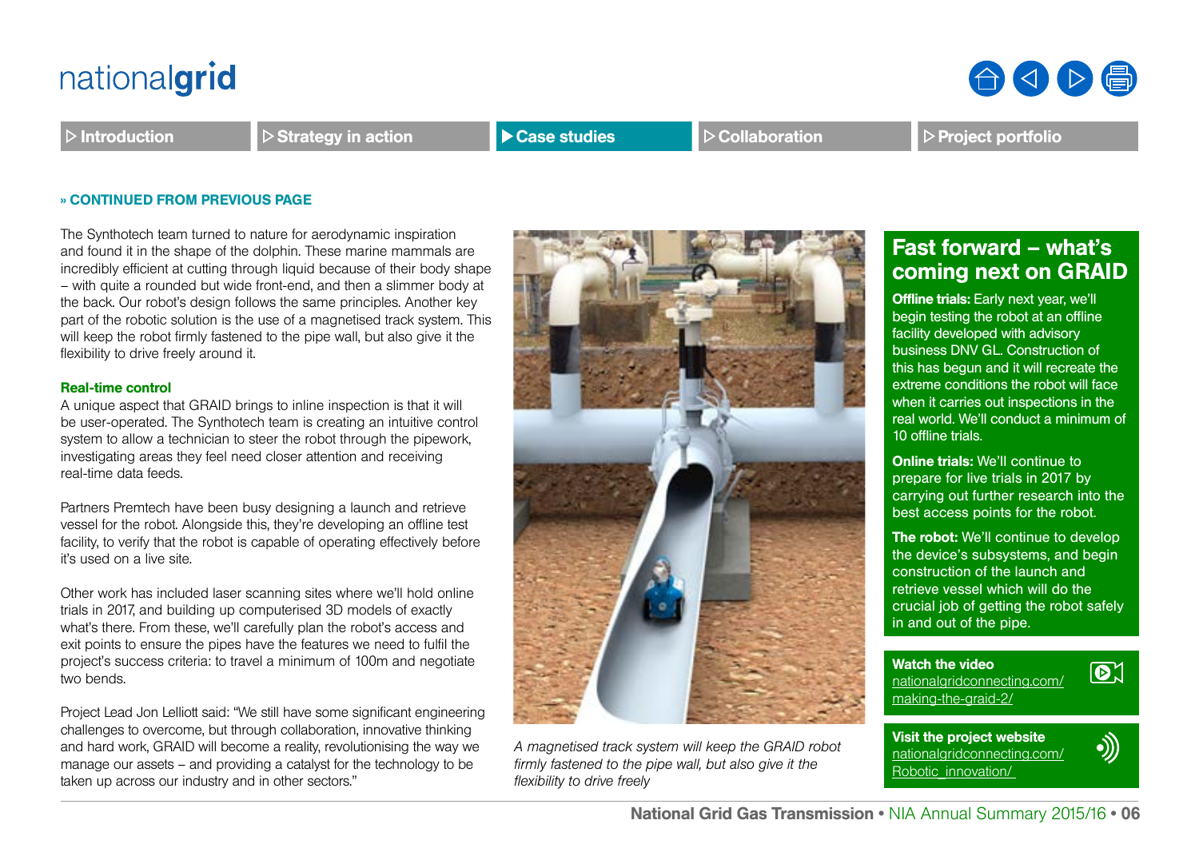» CONTINUED FROM PREVIOUS PAGE

The Synthotech team turned to nature for aerodynamic inspiration and found it in the shape of the dolphin. These marine mammals are incredibly efficient at cutting through liquid because of their body shape – with quite a rounded but wide front-end, and then a slimmer body at the back. Our robot's design follows the same principles. Another key part of the robotic solution is the use of a magnetised track system. This will keep the robot firmly fastened to the pipe wall, but also give it the flexibility to drive freely around it.

### Real-time control

A unique aspect that GRAID brings to inline inspection is that it will be user-operated. The Synthotech team is creating an intuitive control system to allow a technician to steer the robot through the pipework, investigating areas they feel need closer attention and receiving real-time data feeds.

Partners Premtech have been busy designing a launch and retrieve vessel for the robot. Alongside this, they're developing an offline test facility, to verify that the robot is capable of operating effectively before it's used on a live site.

Other work has included laser scanning sites where we'll hold online trials in 2017, and building up computerised 3D models of exactly what's there. From these, we'll carefully plan the robot's access and exit points to ensure the pipes have the features we need to fulfil the project's success criteria: to travel a minimum of 100m and negotiate two bends.

Project Lead Jon Lelliott said: "We still have some significant engineering challenges to overcome, but through collaboration, innovative thinking and hard work, GRAID will become a reality, revolutionising the way we manage our assets – and providing a catalyst for the technology to be taken up across our industry and in other sectors."

*A magnetised track system will keep the GRAID robot firmly fastened to the pipe wall, but also give it the flexibility to drive freely*

## Fast forward – what's coming next on GRAID

**Offline trials:** Early next year, we'll begin testing the robot at an offline facility developed with advisory business DNV GL. Construction of this has begun and it will recreate the extreme conditions the robot will face when it carries out inspections in the real world. We'll conduct a minimum of 10 offline trials.

**Online trials:** We'll continue to prepare for live trials in 2017 by carrying out further research into the best access points for the robot.

**The robot:** We'll continue to develop the device's subsystems, and begin construction of the launch and retrieve vessel which will do the crucial job of getting the robot safely in and out of the pipe.

**Watch the video**
nationalgridconnecting.com/making-the-graid-2/

**Visit the project website**
nationalgridconnecting.com/Robotic_innovation/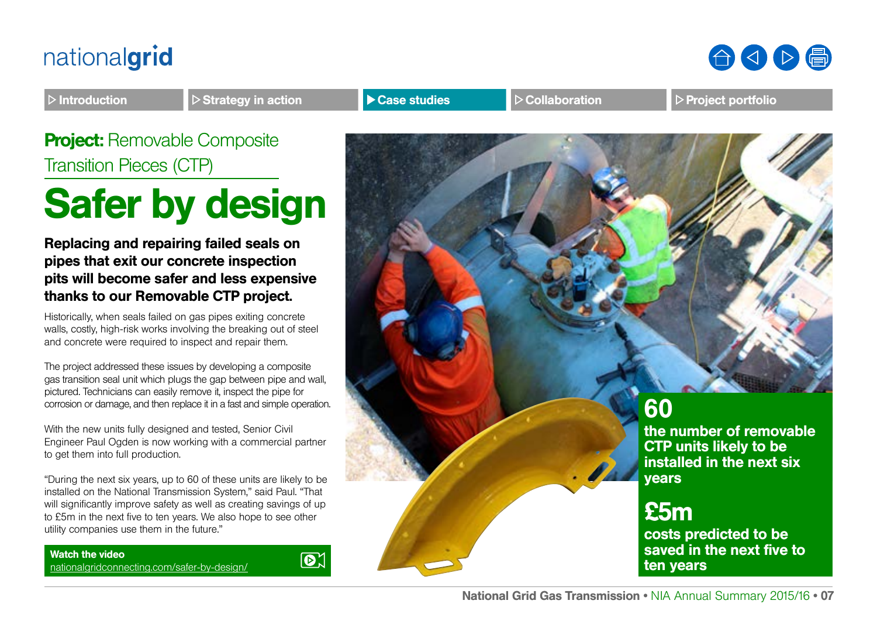**Project:** Removable Composite Transition Pieces (CTP)

# Safer by design

**Replacing and repairing failed seals on pipes that exit our concrete inspection pits will become safer and less expensive thanks to our Removable CTP project.**

Historically, when seals failed on gas pipes exiting concrete walls, costly, high-risk works involving the breaking out of steel and concrete were required to inspect and repair them.

The project addressed these issues by developing a composite gas transition seal unit which plugs the gap between pipe and wall, pictured. Technicians can easily remove it, inspect the pipe for corrosion or damage, and then replace it in a fast and simple operation.

With the new units fully designed and tested, Senior Civil Engineer Paul Ogden is now working with a commercial partner to get them into full production.

"During the next six years, up to 60 of these units are likely to be installed on the National Transmission System," said Paul. "That will significantly improve safety as well as creating savings of up to £5m in the next five to ten years. We also hope to see other utility companies use them in the future."

**Watch the video**
nationalgridconnecting.com/safer-by-design/

**60**
**the number of removable CTP units likely to be installed in the next six years**

**£5m**
**costs predicted to be saved in the next five to ten years**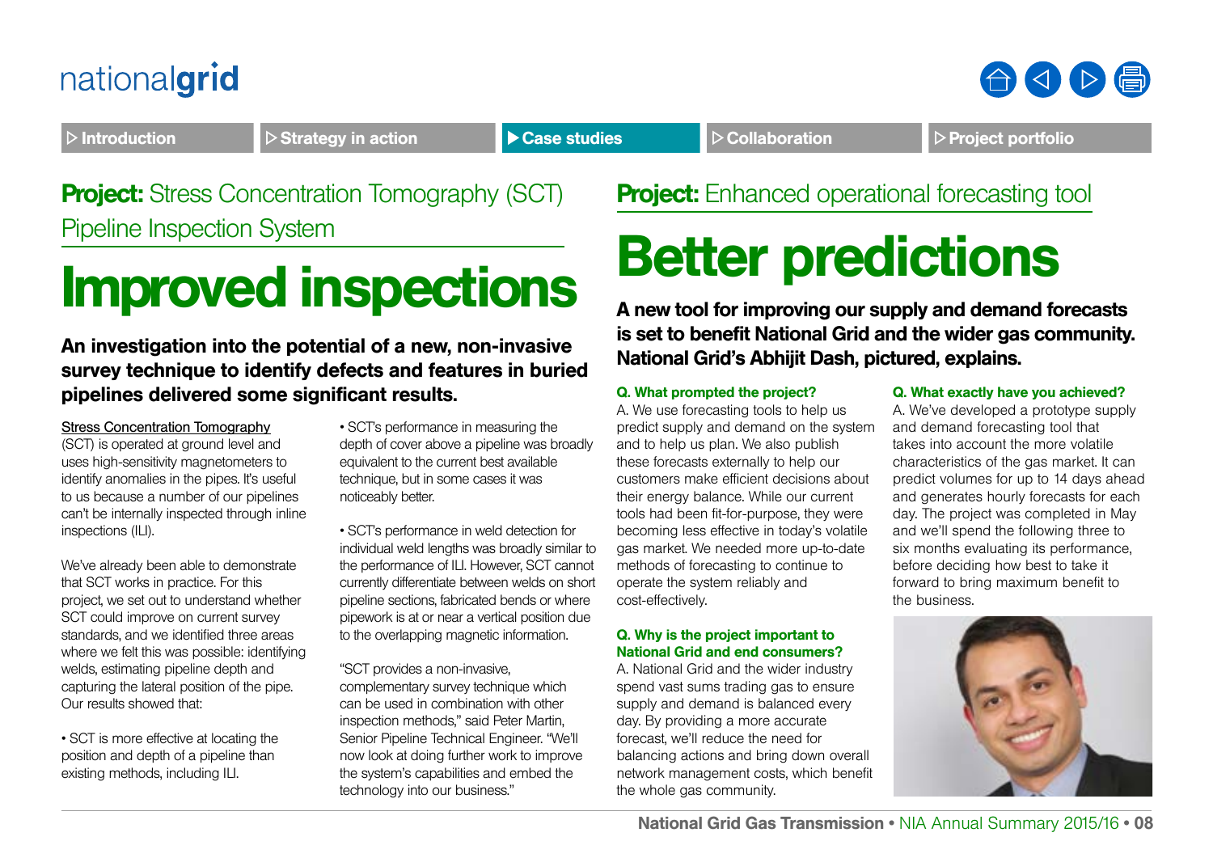## Project: Stress Concentration Tomography (SCT) Pipeline Inspection System

# Improved inspections

**An investigation into the potential of a new, non-invasive survey technique to identify defects and features in buried pipelines delivered some significant results.**

Stress Concentration Tomography (SCT) is operated at ground level and uses high-sensitivity magnetometers to identify anomalies in the pipes. It's useful to us because a number of our pipelines can't be internally inspected through inline inspections (ILI).

We've already been able to demonstrate that SCT works in practice. For this project, we set out to understand whether SCT could improve on current survey standards, and we identified three areas where we felt this was possible: identifying welds, estimating pipeline depth and capturing the lateral position of the pipe. Our results showed that:

- SCT is more effective at locating the position and depth of a pipeline than existing methods, including ILI.
- SCT's performance in measuring the depth of cover above a pipeline was broadly equivalent to the current best available technique, but in some cases it was noticeably better.
- SCT's performance in weld detection for individual weld lengths was broadly similar to the performance of ILI. However, SCT cannot currently differentiate between welds on short pipeline sections, fabricated bends or where pipework is at or near a vertical position due to the overlapping magnetic information.

"SCT provides a non-invasive, complementary survey technique which can be used in combination with other inspection methods," said Peter Martin, Senior Pipeline Technical Engineer. "We'll now look at doing further work to improve the system's capabilities and embed the technology into our business."

## Project: Enhanced operational forecasting tool

# Better predictions

**A new tool for improving our supply and demand forecasts is set to benefit National Grid and the wider gas community. National Grid's Abhijit Dash, pictured, explains.**

**Q. What prompted the project?**

A. We use forecasting tools to help us predict supply and demand on the system and to help us plan. We also publish these forecasts externally to help our customers make efficient decisions about their energy balance. While our current tools had been fit-for-purpose, they were becoming less effective in today's volatile gas market. We needed more up-to-date methods of forecasting to continue to operate the system reliably and cost-effectively.

**Q. Why is the project important to National Grid and end consumers?**

A. National Grid and the wider industry spend vast sums trading gas to ensure supply and demand is balanced every day. By providing a more accurate forecast, we'll reduce the need for balancing actions and bring down overall network management costs, which benefit the whole gas community.

**Q. What exactly have you achieved?**

A. We've developed a prototype supply and demand forecasting tool that takes into account the more volatile characteristics of the gas market. It can predict volumes for up to 14 days ahead and generates hourly forecasts for each day. The project was completed in May and we'll spend the following three to six months evaluating its performance, before deciding how best to take it forward to bring maximum benefit to the business.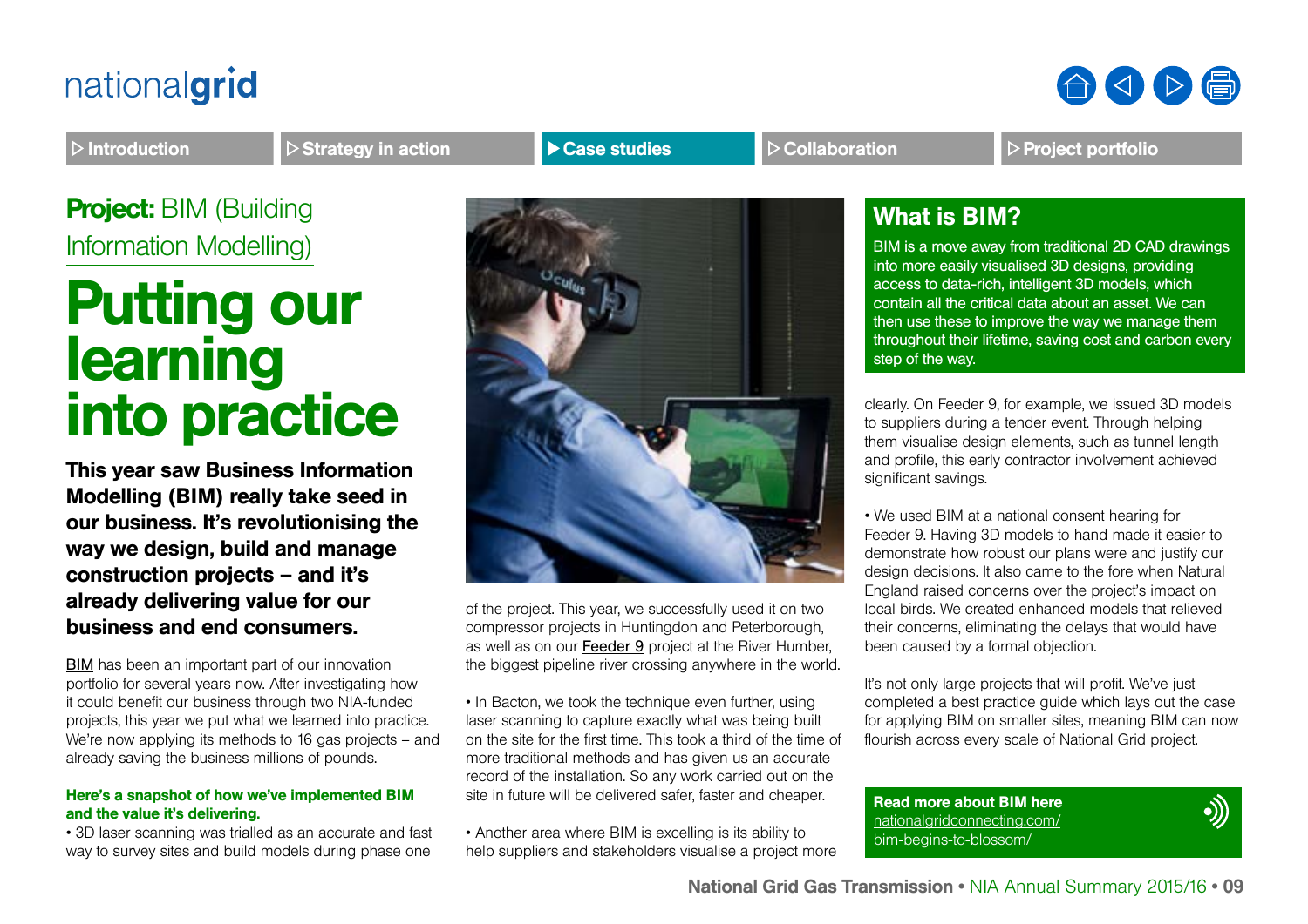**Project:** BIM (Building Information Modelling)

# Putting our learning into practice

**This year saw Business Information Modelling (BIM) really take seed in our business. It's revolutionising the way we design, build and manage construction projects – and it's already delivering value for our business and end consumers.**

BIM has been an important part of our innovation portfolio for several years now. After investigating how it could benefit our business through two NIA-funded projects, this year we put what we learned into practice. We're now applying its methods to 16 gas projects – and already saving the business millions of pounds.

**Here's a snapshot of how we've implemented BIM and the value it's delivering.**

• 3D laser scanning was trialled as an accurate and fast way to survey sites and build models during phase one of the project. This year, we successfully used it on two compressor projects in Huntingdon and Peterborough, as well as on our Feeder 9 project at the River Humber, the biggest pipeline river crossing anywhere in the world.

• In Bacton, we took the technique even further, using laser scanning to capture exactly what was being built on the site for the first time. This took a third of the time of more traditional methods and has given us an accurate record of the installation. So any work carried out on the site in future will be delivered safer, faster and cheaper.

• Another area where BIM is excelling is its ability to help suppliers and stakeholders visualise a project more clearly. On Feeder 9, for example, we issued 3D models to suppliers during a tender event. Through helping them visualise design elements, such as tunnel length and profile, this early contractor involvement achieved significant savings.

• We used BIM at a national consent hearing for Feeder 9. Having 3D models to hand made it easier to demonstrate how robust our plans were and justify our design decisions. It also came to the fore when Natural England raised concerns over the project's impact on local birds. We created enhanced models that relieved their concerns, eliminating the delays that would have been caused by a formal objection.

It's not only large projects that will profit. We've just completed a best practice guide which lays out the case for applying BIM on smaller sites, meaning BIM can now flourish across every scale of National Grid project.

## What is BIM?

BIM is a move away from traditional 2D CAD drawings into more easily visualised 3D designs, providing access to data-rich, intelligent 3D models, which contain all the critical data about an asset. We can then use these to improve the way we manage them throughout their lifetime, saving cost and carbon every step of the way.

**Read more about BIM here**
nationalgridconnecting.com/bim-begins-to-blossom/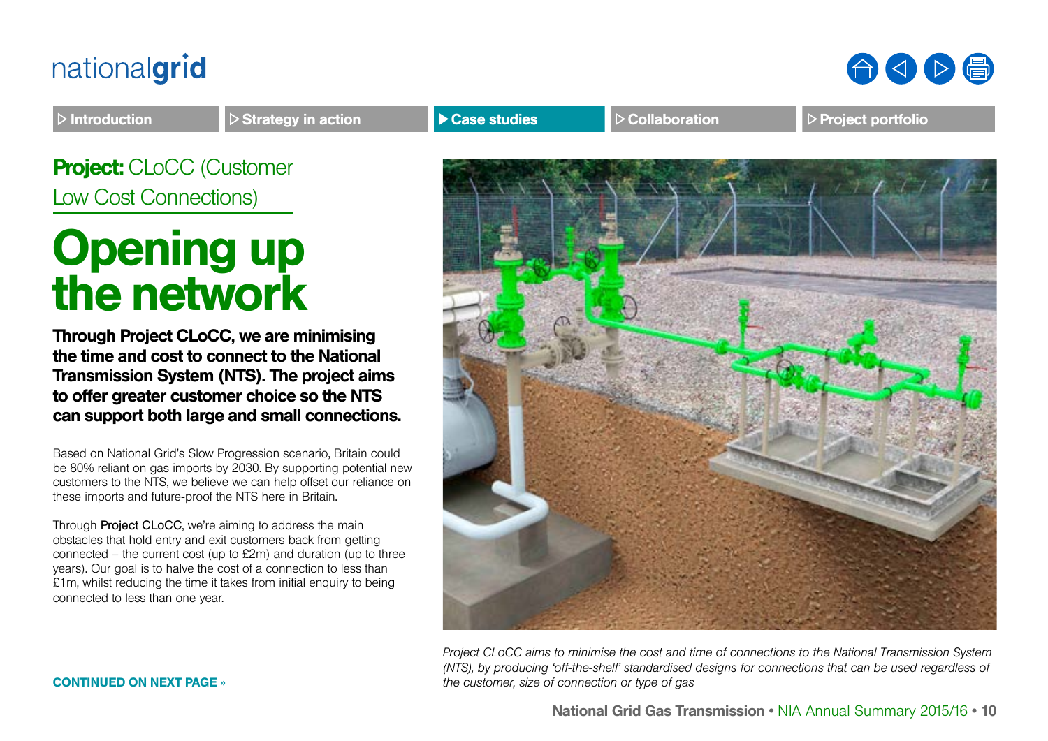**Project:** CLoCC (Customer Low Cost Connections)

# Opening up the network

**Through Project CLoCC, we are minimising the time and cost to connect to the National Transmission System (NTS). The project aims to offer greater customer choice so the NTS can support both large and small connections.**

Based on National Grid's Slow Progression scenario, Britain could be 80% reliant on gas imports by 2030. By supporting potential new customers to the NTS, we believe we can help offset our reliance on these imports and future-proof the NTS here in Britain.

Through Project CLoCC, we're aiming to address the main obstacles that hold entry and exit customers back from getting connected – the current cost (up to £2m) and duration (up to three years). Our goal is to halve the cost of a connection to less than £1m, whilst reducing the time it takes from initial enquiry to being connected to less than one year.

*Project CLoCC aims to minimise the cost and time of connections to the National Transmission System (NTS), by producing 'off-the-shelf' standardised designs for connections that can be used regardless of the customer, size of connection or type of gas*

**CONTINUED ON NEXT PAGE »**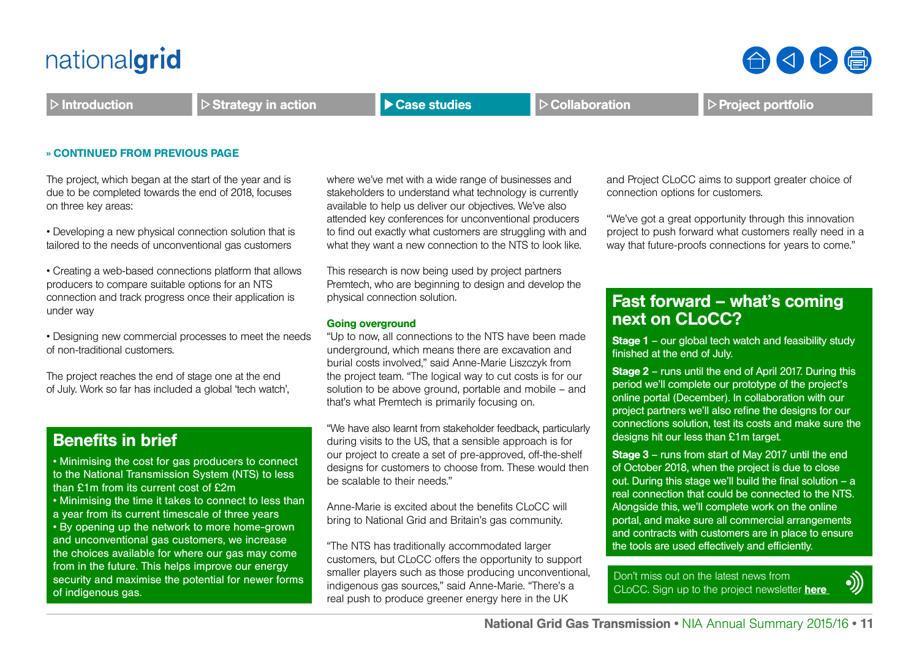» CONTINUED FROM PREVIOUS PAGE

The project, which began at the start of the year and is due to be completed towards the end of 2018, focuses on three key areas:

• Developing a new physical connection solution that is tailored to the needs of unconventional gas customers

• Creating a web-based connections platform that allows producers to compare suitable options for an NTS connection and track progress once their application is under way

• Designing new commercial processes to meet the needs of non-traditional customers.

The project reaches the end of stage one at the end of July. Work so far has included a global 'tech watch', where we've met with a wide range of businesses and stakeholders to understand what technology is currently available to help us deliver our objectives. We've also attended key conferences for unconventional producers to find out exactly what customers are struggling with and what they want a new connection to the NTS to look like.

This research is now being used by project partners Premtech, who are beginning to design and develop the physical connection solution.

### Going overground

"Up to now, all connections to the NTS have been made underground, which means there are excavation and burial costs involved," said Anne-Marie Liszczyk from the project team. "The logical way to cut costs is for our solution to be above ground, portable and mobile – and that's what Premtech is primarily focusing on.

"We have also learnt from stakeholder feedback, particularly during visits to the US, that a sensible approach is for our project to create a set of pre-approved, off-the-shelf designs for customers to choose from. These would then be scalable to their needs."

Anne-Marie is excited about the benefits CLoCC will bring to National Grid and Britain's gas community.

"The NTS has traditionally accommodated larger customers, but CLoCC offers the opportunity to support smaller players such as those producing unconventional, indigenous gas sources," said Anne-Marie. "There's a real push to produce greener energy here in the UK and Project CLoCC aims to support greater choice of connection options for customers.

"We've got a great opportunity through this innovation project to push forward what customers really need in a way that future-proofs connections for years to come."

## Benefits in brief

• Minimising the cost for gas producers to connect to the National Transmission System (NTS) to less than £1m from its current cost of £2m
• Minimising the time it takes to connect to less than a year from its current timescale of three years
• By opening up the network to more home-grown and unconventional gas customers, we increase the choices available for where our gas may come from in the future. This helps improve our energy security and maximise the potential for newer forms of indigenous gas.

## Fast forward – what's coming next on CLoCC?

**Stage 1** – our global tech watch and feasibility study finished at the end of July.

**Stage 2** – runs until the end of April 2017. During this period we'll complete our prototype of the project's online portal (December). In collaboration with our project partners we'll also refine the designs for our connections solution, test its costs and make sure the designs hit our less than £1m target.

**Stage 3** – runs from start of May 2017 until the end of October 2018, when the project is due to close out. During this stage we'll build the final solution – a real connection that could be connected to the NTS. Alongside this, we'll complete work on the online portal, and make sure all commercial arrangements and contracts with customers are in place to ensure the tools are used effectively and efficiently.

Don't miss out on the latest news from CLoCC. Sign up to the project newsletter **here**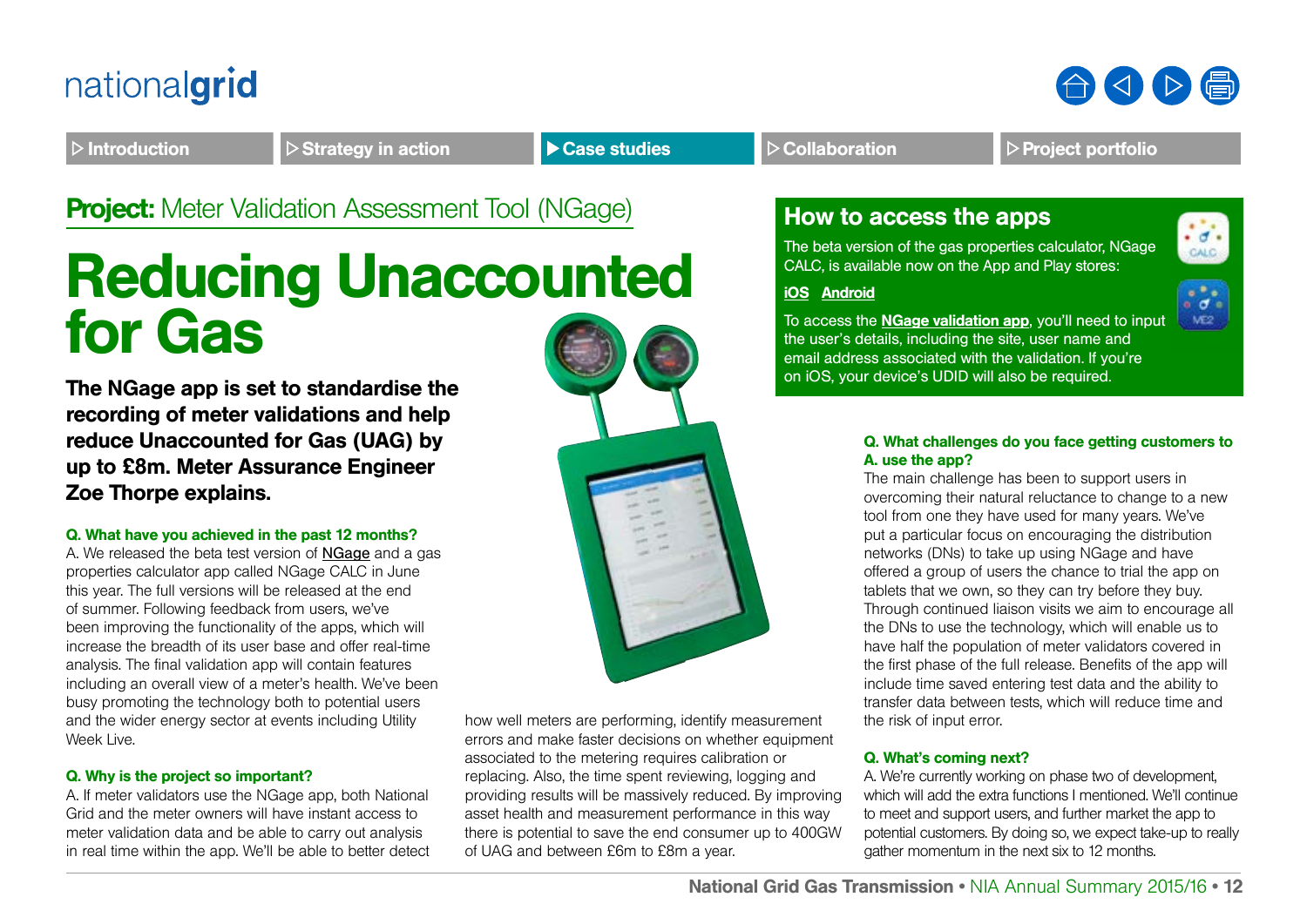**Project:** Meter Validation Assessment Tool (NGage)

# Reducing Unaccounted for Gas

**The NGage app is set to standardise the recording of meter validations and help reduce Unaccounted for Gas (UAG) by up to £8m. Meter Assurance Engineer Zoe Thorpe explains.**

**Q. What have you achieved in the past 12 months?**

A. We released the beta test version of NGage and a gas properties calculator app called NGage CALC in June this year. The full versions will be released at the end of summer. Following feedback from users, we've been improving the functionality of the apps, which will increase the breadth of its user base and offer real-time analysis. The final validation app will contain features including an overall view of a meter's health. We've been busy promoting the technology both to potential users and the wider energy sector at events including Utility Week Live.

**Q. Why is the project so important?**

A. If meter validators use the NGage app, both National Grid and the meter owners will have instant access to meter validation data and be able to carry out analysis in real time within the app. We'll be able to better detect how well meters are performing, identify measurement errors and make faster decisions on whether equipment associated to the metering requires calibration or replacing. Also, the time spent reviewing, logging and providing results will be massively reduced. By improving asset health and measurement performance in this way there is potential to save the end consumer up to 400GW of UAG and between £6m to £8m a year.

## How to access the apps

The beta version of the gas properties calculator, NGage CALC, is available now on the App and Play stores:

iOS Android

To access the NGage validation app, you'll need to input the user's details, including the site, user name and email address associated with the validation. If you're on iOS, your device's UDID will also be required.

**Q. What challenges do you face getting customers to use the app?**

A. The main challenge has been to support users in overcoming their natural reluctance to change to a new tool from one they have used for many years. We've put a particular focus on encouraging the distribution networks (DNs) to take up using NGage and have offered a group of users the chance to trial the app on tablets that we own, so they can try before they buy. Through continued liaison visits we aim to encourage all the DNs to use the technology, which will enable us to have half the population of meter validators covered in the first phase of the full release. Benefits of the app will include time saved entering test data and the ability to transfer data between tests, which will reduce time and the risk of input error.

**Q. What's coming next?**

A. We're currently working on phase two of development, which will add the extra functions I mentioned. We'll continue to meet and support users, and further market the app to potential customers. By doing so, we expect take-up to really gather momentum in the next six to 12 months.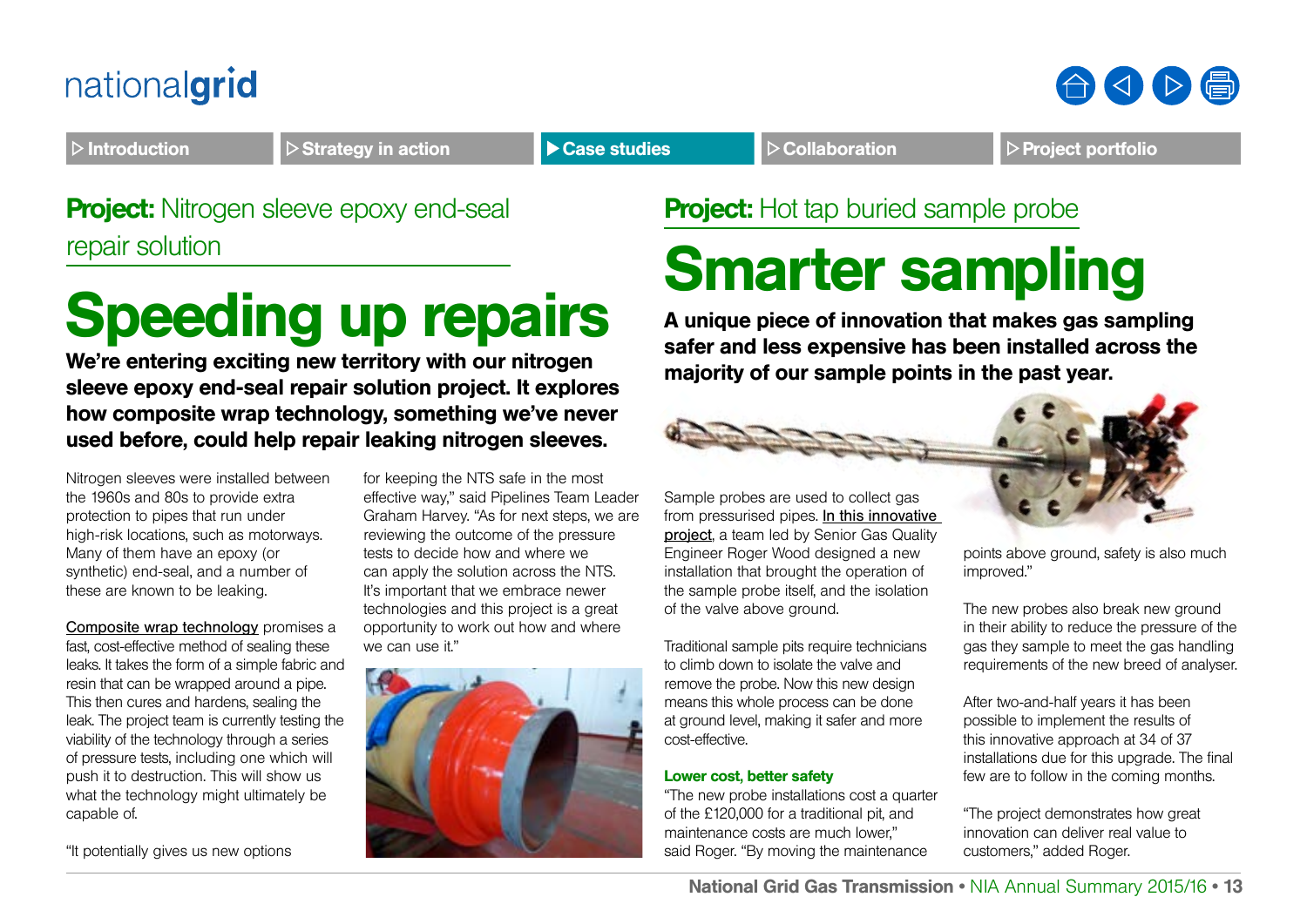## **Project:** Nitrogen sleeve epoxy end-seal repair solution

# Speeding up repairs

**We're entering exciting new territory with our nitrogen sleeve epoxy end-seal repair solution project. It explores how composite wrap technology, something we've never used before, could help repair leaking nitrogen sleeves.**

Nitrogen sleeves were installed between the 1960s and 80s to provide extra protection to pipes that run under high-risk locations, such as motorways. Many of them have an epoxy (or synthetic) end-seal, and a number of these are known to be leaking.

Composite wrap technology promises a fast, cost-effective method of sealing these leaks. It takes the form of a simple fabric and resin that can be wrapped around a pipe. This then cures and hardens, sealing the leak. The project team is currently testing the viability of the technology through a series of pressure tests, including one which will push it to destruction. This will show us what the technology might ultimately be capable of.

"It potentially gives us new options for keeping the NTS safe in the most effective way," said Pipelines Team Leader Graham Harvey. "As for next steps, we are reviewing the outcome of the pressure tests to decide how and where we can apply the solution across the NTS. It's important that we embrace newer technologies and this project is a great opportunity to work out how and where we can use it."

## **Project:** Hot tap buried sample probe

# Smarter sampling

**A unique piece of innovation that makes gas sampling safer and less expensive has been installed across the majority of our sample points in the past year.**

Sample probes are used to collect gas from pressurised pipes. In this innovative project, a team led by Senior Gas Quality Engineer Roger Wood designed a new installation that brought the operation of the sample probe itself, and the isolation of the valve above ground.

Traditional sample pits require technicians to climb down to isolate the valve and remove the probe. Now this new design means this whole process can be done at ground level, making it safer and more cost-effective.

### Lower cost, better safety

"The new probe installations cost a quarter of the £120,000 for a traditional pit, and maintenance costs are much lower," said Roger. "By moving the maintenance points above ground, safety is also much improved."

The new probes also break new ground in their ability to reduce the pressure of the gas they sample to meet the gas handling requirements of the new breed of analyser.

After two-and-half years it has been possible to implement the results of this innovative approach at 34 of 37 installations due for this upgrade. The final few are to follow in the coming months.

"The project demonstrates how great innovation can deliver real value to customers," added Roger.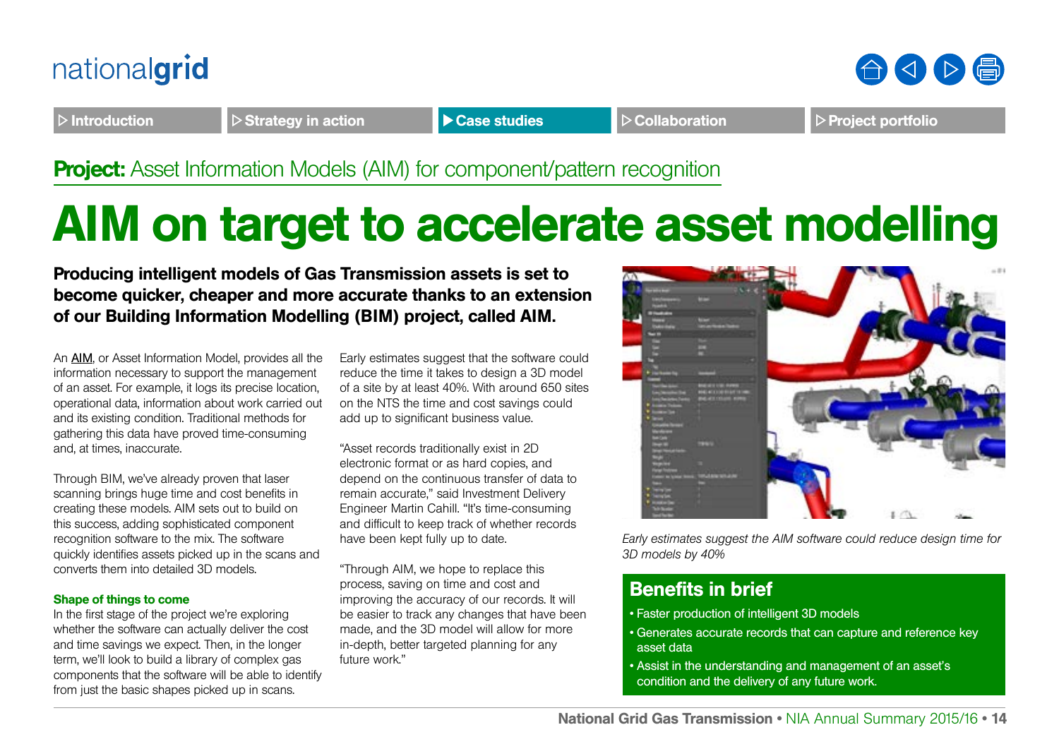**Project:** Asset Information Models (AIM) for component/pattern recognition

# AIM on target to accelerate asset modelling

**Producing intelligent models of Gas Transmission assets is set to become quicker, cheaper and more accurate thanks to an extension of our Building Information Modelling (BIM) project, called AIM.**

An AIM, or Asset Information Model, provides all the information necessary to support the management of an asset. For example, it logs its precise location, operational data, information about work carried out and its existing condition. Traditional methods for gathering this data have proved time-consuming and, at times, inaccurate.

Through BIM, we've already proven that laser scanning brings huge time and cost benefits in creating these models. AIM sets out to build on this success, adding sophisticated component recognition software to the mix. The software quickly identifies assets picked up in the scans and converts them into detailed 3D models.

### Shape of things to come

In the first stage of the project we're exploring whether the software can actually deliver the cost and time savings we expect. Then, in the longer term, we'll look to build a library of complex gas components that the software will be able to identify from just the basic shapes picked up in scans.

Early estimates suggest that the software could reduce the time it takes to design a 3D model of a site by at least 40%. With around 650 sites on the NTS the time and cost savings could add up to significant business value.

"Asset records traditionally exist in 2D electronic format or as hard copies, and depend on the continuous transfer of data to remain accurate," said Investment Delivery Engineer Martin Cahill. "It's time-consuming and difficult to keep track of whether records have been kept fully up to date.

"Through AIM, we hope to replace this process, saving on time and cost and improving the accuracy of our records. It will be easier to track any changes that have been made, and the 3D model will allow for more in-depth, better targeted planning for any future work."

*Early estimates suggest the AIM software could reduce design time for 3D models by 40%*

## Benefits in brief

- Faster production of intelligent 3D models
- Generates accurate records that can capture and reference key asset data
- Assist in the understanding and management of an asset's condition and the delivery of any future work.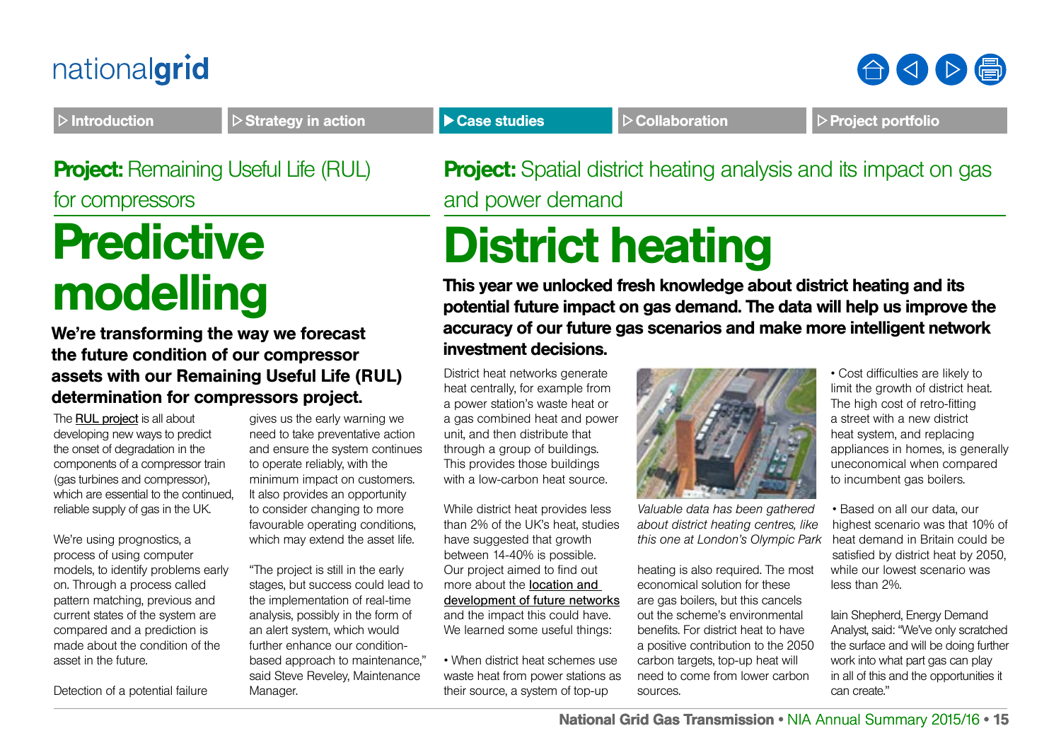**Project:** Remaining Useful Life (RUL) for compressors

# Predictive modelling

**We're transforming the way we forecast the future condition of our compressor assets with our Remaining Useful Life (RUL) determination for compressors project.**

The RUL project is all about developing new ways to predict the onset of degradation in the components of a compressor train (gas turbines and compressor), which are essential to the continued, reliable supply of gas in the UK.

We're using prognostics, a process of using computer models, to identify problems early on. Through a process called pattern matching, previous and current states of the system are compared and a prediction is made about the condition of the asset in the future.

Detection of a potential failure gives us the early warning we need to take preventative action and ensure the system continues to operate reliably, with the minimum impact on customers. It also provides an opportunity to consider changing to more favourable operating conditions, which may extend the asset life.

"The project is still in the early stages, but success could lead to the implementation of real-time analysis, possibly in the form of an alert system, which would further enhance our condition-based approach to maintenance," said Steve Reveley, Maintenance Manager.

**Project:** Spatial district heating analysis and its impact on gas and power demand

# District heating

**This year we unlocked fresh knowledge about district heating and its potential future impact on gas demand. The data will help us improve the accuracy of our future gas scenarios and make more intelligent network investment decisions.**

District heat networks generate heat centrally, for example from a power station's waste heat or a gas combined heat and power unit, and then distribute that through a group of buildings. This provides those buildings with a low-carbon heat source.

While district heat provides less than 2% of the UK's heat, studies have suggested that growth between 14-40% is possible. Our project aimed to find out more about the location and development of future networks and the impact this could have. We learned some useful things:

- When district heat schemes use waste heat from power stations as their source, a system of top-up heating is also required. The most economical solution for these are gas boilers, but this cancels out the scheme's environmental benefits. For district heat to have a positive contribution to the 2050 carbon targets, top-up heat will need to come from lower carbon sources.

*Valuable data has been gathered about district heating centres, like this one at London's Olympic Park*

- Cost difficulties are likely to limit the growth of district heat. The high cost of retro-fitting a street with a new district heat system, and replacing appliances in homes, is generally uneconomical when compared to incumbent gas boilers.

- Based on all our data, our highest scenario was that 10% of heat demand in Britain could be satisfied by district heat by 2050, while our lowest scenario was less than 2%.

Iain Shepherd, Energy Demand Analyst, said: "We've only scratched the surface and will be doing further work into what part gas can play in all of this and the opportunities it can create."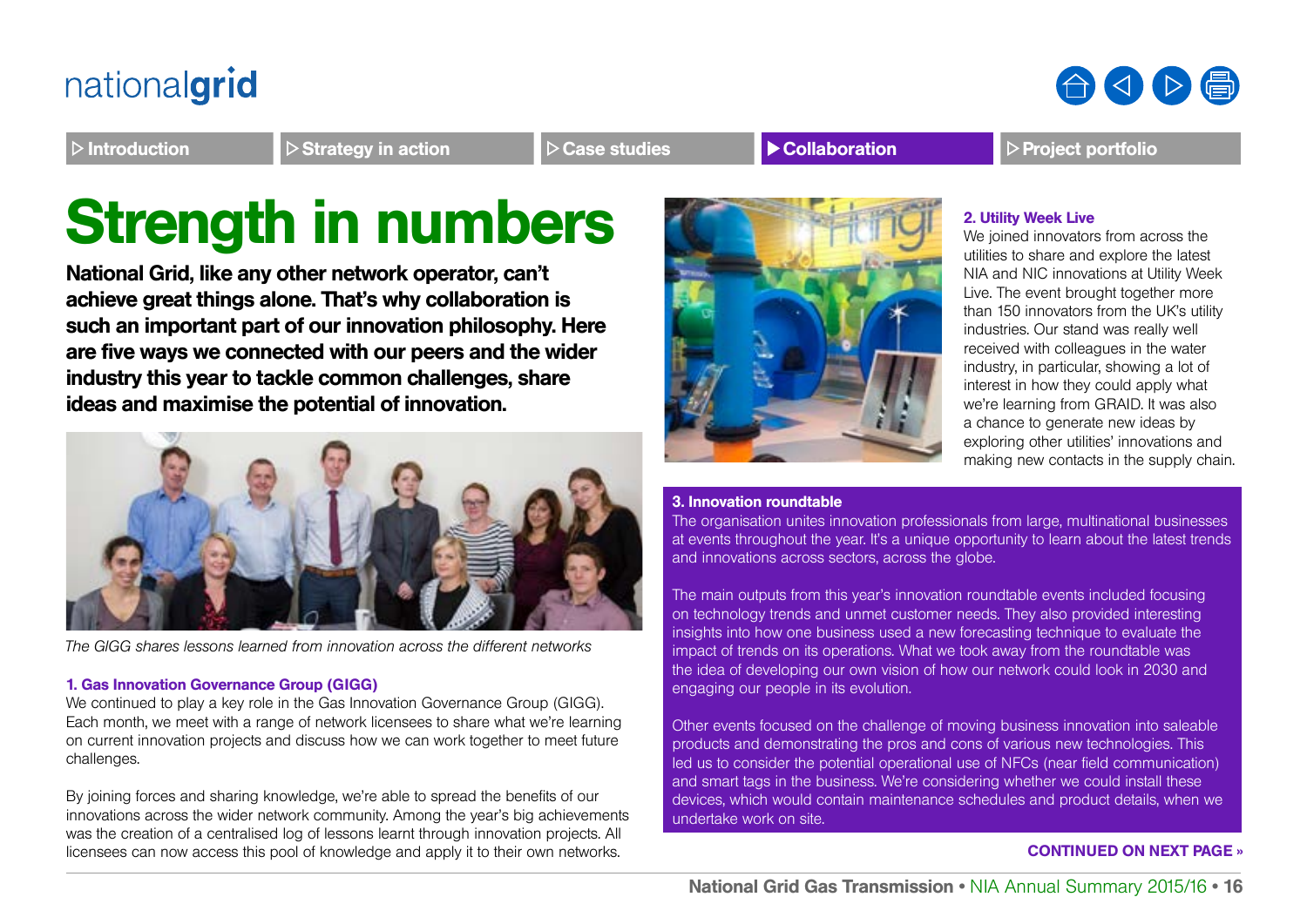# Strength in numbers

**National Grid, like any other network operator, can't achieve great things alone. That's why collaboration is such an important part of our innovation philosophy. Here are five ways we connected with our peers and the wider industry this year to tackle common challenges, share ideas and maximise the potential of innovation.**

*The GIGG shares lessons learned from innovation across the different networks*

### 1. Gas Innovation Governance Group (GIGG)

We continued to play a key role in the Gas Innovation Governance Group (GIGG). Each month, we meet with a range of network licensees to share what we're learning on current innovation projects and discuss how we can work together to meet future challenges.

By joining forces and sharing knowledge, we're able to spread the benefits of our innovations across the wider network community. Among the year's big achievements was the creation of a centralised log of lessons learnt through innovation projects. All licensees can now access this pool of knowledge and apply it to their own networks.

### 2. Utility Week Live

We joined innovators from across the utilities to share and explore the latest NIA and NIC innovations at Utility Week Live. The event brought together more than 150 innovators from the UK's utility industries. Our stand was really well received with colleagues in the water industry, in particular, showing a lot of interest in how they could apply what we're learning from GRAID. It was also a chance to generate new ideas by exploring other utilities' innovations and making new contacts in the supply chain.

### 3. Innovation roundtable

The organisation unites innovation professionals from large, multinational businesses at events throughout the year. It's a unique opportunity to learn about the latest trends and innovations across sectors, across the globe.

The main outputs from this year's innovation roundtable events included focusing on technology trends and unmet customer needs. They also provided interesting insights into how one business used a new forecasting technique to evaluate the impact of trends on its operations. What we took away from the roundtable was the idea of developing our own vision of how our network could look in 2030 and engaging our people in its evolution.

Other events focused on the challenge of moving business innovation into saleable products and demonstrating the pros and cons of various new technologies. This led us to consider the potential operational use of NFCs (near field communication) and smart tags in the business. We're considering whether we could install these devices, which would contain maintenance schedules and product details, when we undertake work on site.

**CONTINUED ON NEXT PAGE »**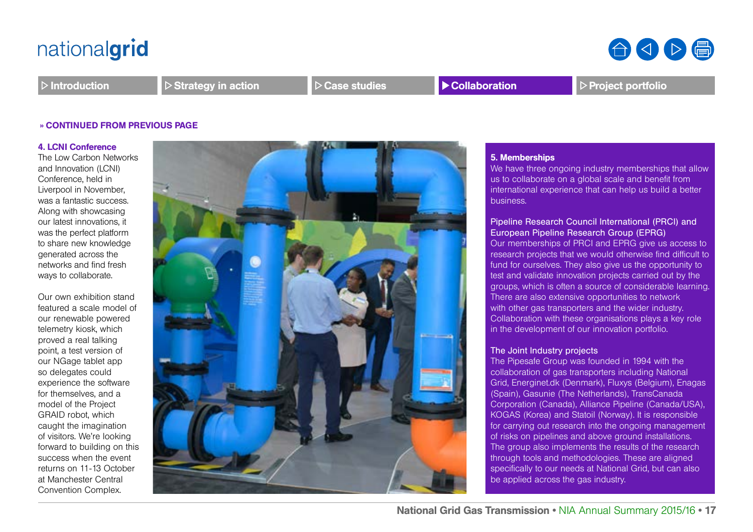» CONTINUED FROM PREVIOUS PAGE

### 4. LCNI Conference

The Low Carbon Networks and Innovation (LCNI) Conference, held in Liverpool in November, was a fantastic success. Along with showcasing our latest innovations, it was the perfect platform to share new knowledge generated across the networks and find fresh ways to collaborate.

Our own exhibition stand featured a scale model of our renewable powered telemetry kiosk, which proved a real talking point, a test version of our NGage tablet app so delegates could experience the software for themselves, and a model of the Project GRAID robot, which caught the imagination of visitors. We're looking forward to building on this success when the event returns on 11-13 October at Manchester Central Convention Complex.

### 5. Memberships

We have three ongoing industry memberships that allow us to collaborate on a global scale and benefit from international experience that can help us build a better business.

**Pipeline Research Council International (PRCI) and European Pipeline Research Group (EPRG)**

Our memberships of PRCI and EPRG give us access to research projects that we would otherwise find difficult to fund for ourselves. They also give us the opportunity to test and validate innovation projects carried out by the groups, which is often a source of considerable learning. There are also extensive opportunities to network with other gas transporters and the wider industry. Collaboration with these organisations plays a key role in the development of our innovation portfolio.

**The Joint Industry projects**

The Pipesafe Group was founded in 1994 with the collaboration of gas transporters including National Grid, Energinet.dk (Denmark), Fluxys (Belgium), Enagas (Spain), Gasunie (The Netherlands), TransCanada Corporation (Canada), Alliance Pipeline (Canada/USA), KOGAS (Korea) and Statoil (Norway). It is responsible for carrying out research into the ongoing management of risks on pipelines and above ground installations. The group also implements the results of the research through tools and methodologies. These are aligned specifically to our needs at National Grid, but can also be applied across the gas industry.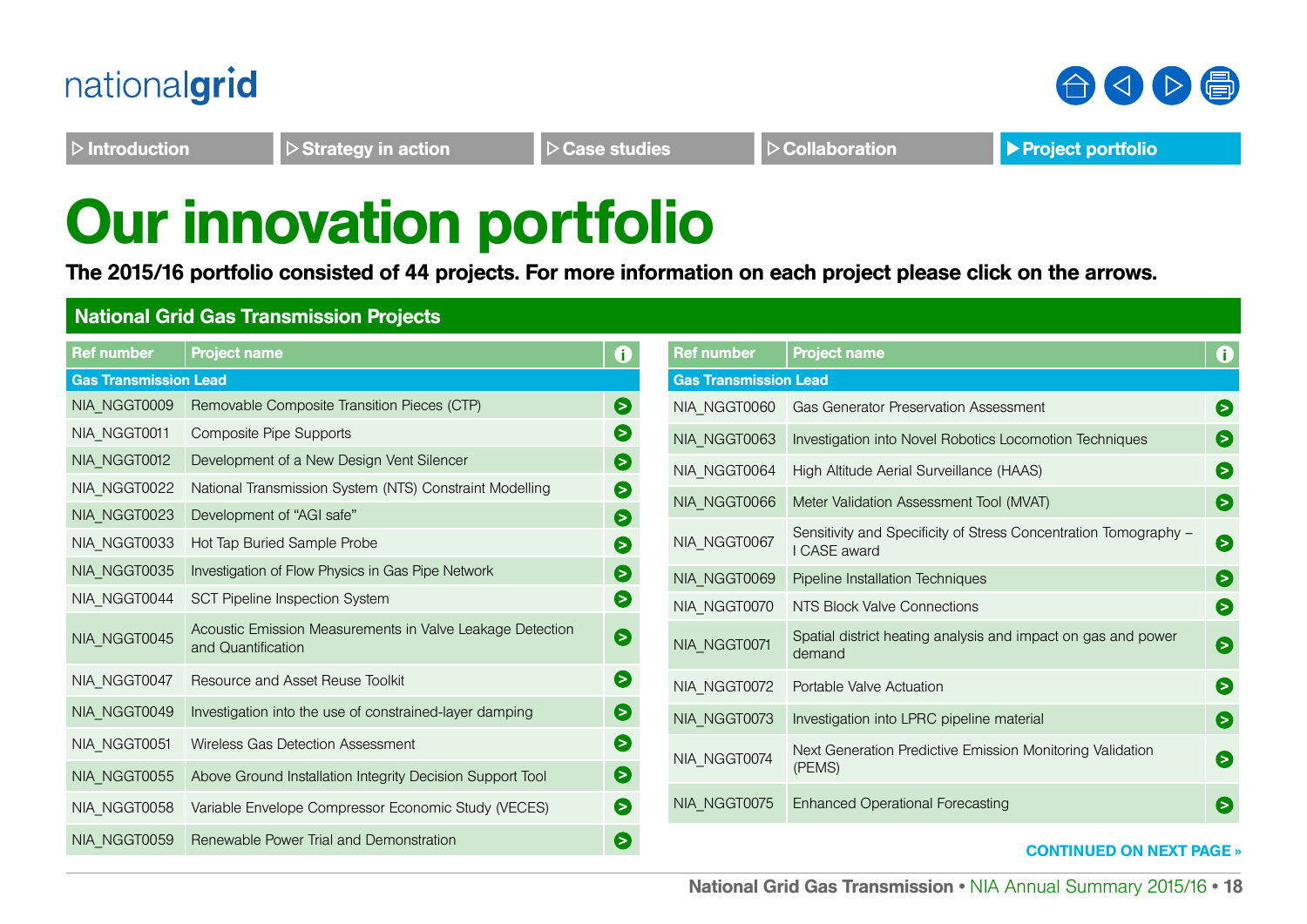# Our innovation portfolio

**The 2015/16 portfolio consisted of 44 projects. For more information on each project please click on the arrows.**

## National Grid Gas Transmission Projects

| Ref number | Project name |
|---|---|
| **Gas Transmission Lead** | |
| NIA_NGGT0009 | Removable Composite Transition Pieces (CTP) |
| NIA_NGGT0011 | Composite Pipe Supports |
| NIA_NGGT0012 | Development of a New Design Vent Silencer |
| NIA_NGGT0022 | National Transmission System (NTS) Constraint Modelling |
| NIA_NGGT0023 | Development of "AGI safe" |
| NIA_NGGT0033 | Hot Tap Buried Sample Probe |
| NIA_NGGT0035 | Investigation of Flow Physics in Gas Pipe Network |
| NIA_NGGT0044 | SCT Pipeline Inspection System |
| NIA_NGGT0045 | Acoustic Emission Measurements in Valve Leakage Detection and Quantification |
| NIA_NGGT0047 | Resource and Asset Reuse Toolkit |
| NIA_NGGT0049 | Investigation into the use of constrained-layer damping |
| NIA_NGGT0051 | Wireless Gas Detection Assessment |
| NIA_NGGT0055 | Above Ground Installation Integrity Decision Support Tool |
| NIA_NGGT0058 | Variable Envelope Compressor Economic Study (VECES) |
| NIA_NGGT0059 | Renewable Power Trial and Demonstration |

| Ref number | Project name |
|---|---|
| **Gas Transmission Lead** | |
| NIA_NGGT0060 | Gas Generator Preservation Assessment |
| NIA_NGGT0063 | Investigation into Novel Robotics Locomotion Techniques |
| NIA_NGGT0064 | High Altitude Aerial Surveillance (HAAS) |
| NIA_NGGT0066 | Meter Validation Assessment Tool (MVAT) |
| NIA_NGGT0067 | Sensitivity and Specificity of Stress Concentration Tomography – I CASE award |
| NIA_NGGT0069 | Pipeline Installation Techniques |
| NIA_NGGT0070 | NTS Block Valve Connections |
| NIA_NGGT0071 | Spatial district heating analysis and impact on gas and power demand |
| NIA_NGGT0072 | Portable Valve Actuation |
| NIA_NGGT0073 | Investigation into LPRC pipeline material |
| NIA_NGGT0074 | Next Generation Predictive Emission Monitoring Validation (PEMS) |
| NIA_NGGT0075 | Enhanced Operational Forecasting |

**CONTINUED ON NEXT PAGE »**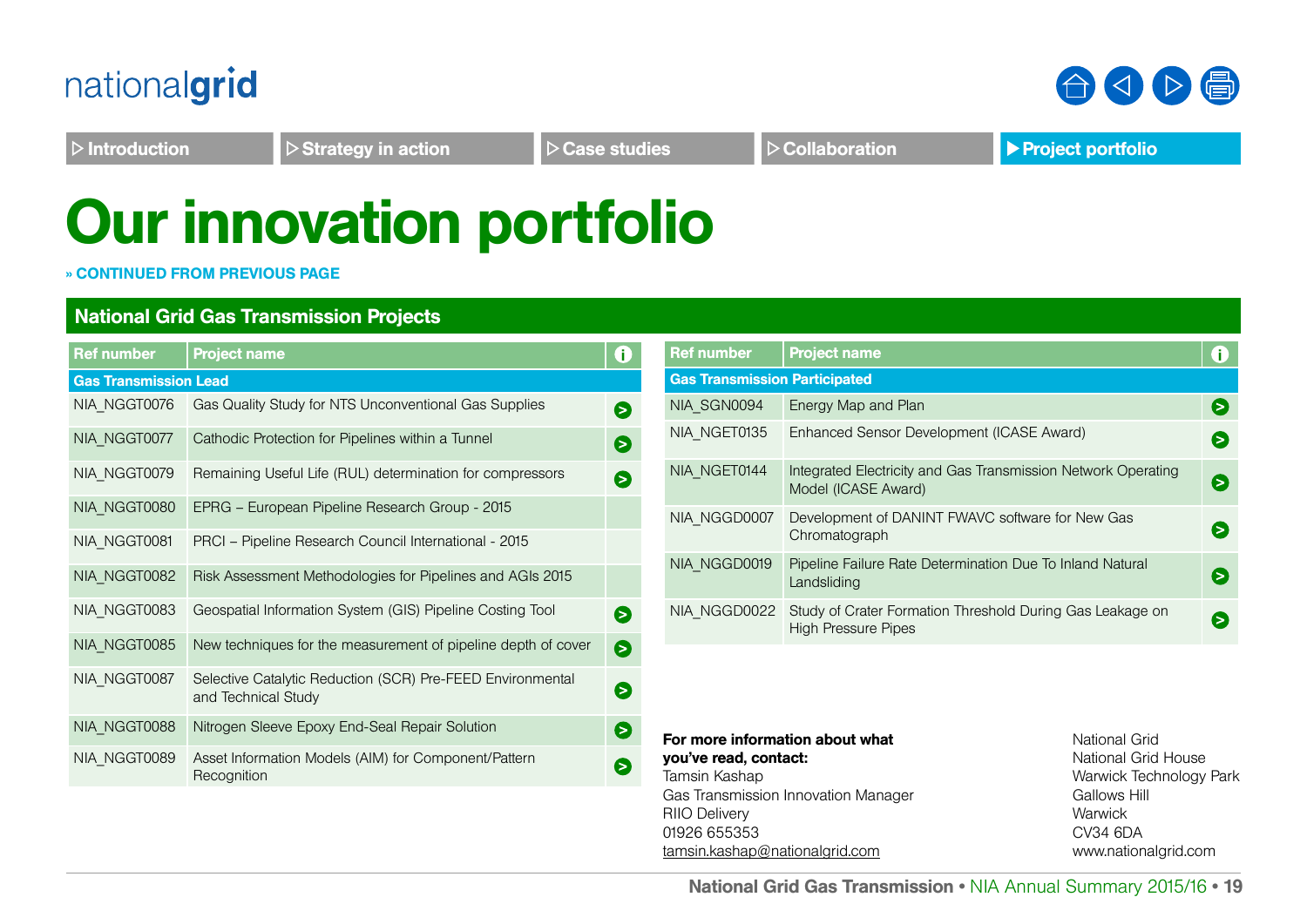# Our innovation portfolio

» CONTINUED FROM PREVIOUS PAGE

## National Grid Gas Transmission Projects

| Ref number | Project name |
| --- | --- |
| **Gas Transmission Lead** | |
| NIA_NGGT0076 | Gas Quality Study for NTS Unconventional Gas Supplies |
| NIA_NGGT0077 | Cathodic Protection for Pipelines within a Tunnel |
| NIA_NGGT0079 | Remaining Useful Life (RUL) determination for compressors |
| NIA_NGGT0080 | EPRG – European Pipeline Research Group - 2015 |
| NIA_NGGT0081 | PRCI – Pipeline Research Council International - 2015 |
| NIA_NGGT0082 | Risk Assessment Methodologies for Pipelines and AGIs 2015 |
| NIA_NGGT0083 | Geospatial Information System (GIS) Pipeline Costing Tool |
| NIA_NGGT0085 | New techniques for the measurement of pipeline depth of cover |
| NIA_NGGT0087 | Selective Catalytic Reduction (SCR) Pre-FEED Environmental and Technical Study |
| NIA_NGGT0088 | Nitrogen Sleeve Epoxy End-Seal Repair Solution |
| NIA_NGGT0089 | Asset Information Models (AIM) for Component/Pattern Recognition |

| Ref number | Project name |
| --- | --- |
| **Gas Transmission Participated** | |
| NIA_SGN0094 | Energy Map and Plan |
| NIA_NGET0135 | Enhanced Sensor Development (ICASE Award) |
| NIA_NGET0144 | Integrated Electricity and Gas Transmission Network Operating Model (ICASE Award) |
| NIA_NGGD0007 | Development of DANINT FWAVC software for New Gas Chromatograph |
| NIA_NGGD0019 | Pipeline Failure Rate Determination Due To Inland Natural Landsliding |
| NIA_NGGD0022 | Study of Crater Formation Threshold During Gas Leakage on High Pressure Pipes |

**For more information about what you've read, contact:**
Tamsin Kashap
Gas Transmission Innovation Manager
RIIO Delivery
01926 655353
tamsin.kashap@nationalgrid.com

National Grid
National Grid House
Warwick Technology Park
Gallows Hill
Warwick
CV34 6DA
www.nationalgrid.com